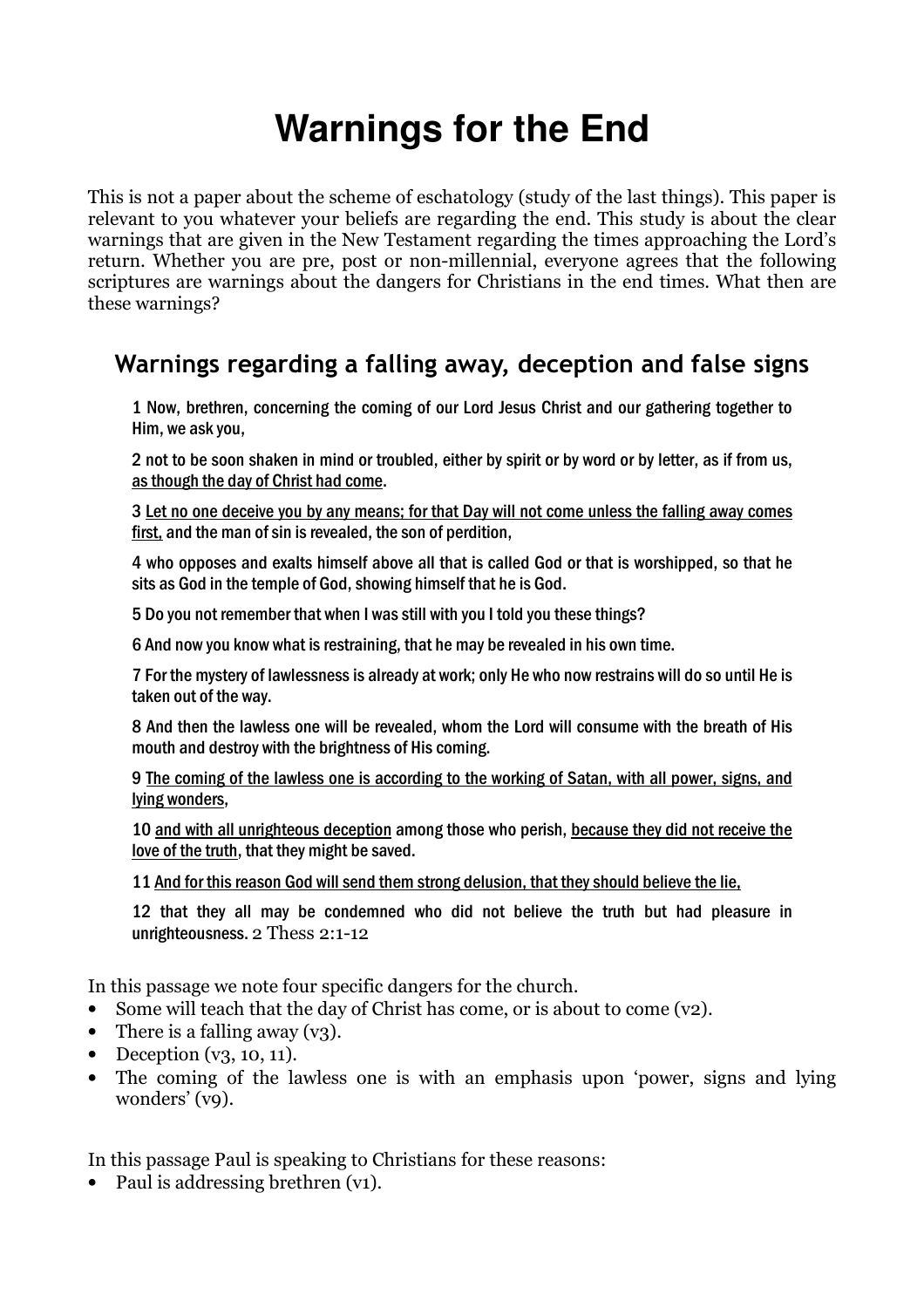# Warnings for the End

This is not a paper about the scheme of eschatology (study of the last things). This paper is relevant to you whatever your beliefs are regarding the end. This study is about the clear warnings that are given in the New Testament regarding the times approaching the Lord's return. Whether you are pre, post or non-millennial, everyone agrees that the following scriptures are warnings about the dangers for Christians in the end times. What then are these warnings?

## Warnings regarding a falling away, deception and false signs

> 1 Now, brethren, concerning the coming of our Lord Jesus Christ and our gathering together to Him, we ask you,
>
> 2 not to be soon shaken in mind or troubled, either by spirit or by word or by letter, as if from us, <u>as though the day of Christ had come</u>.
>
> 3 <u>Let no one deceive you by any means; for that Day will not come unless the falling away comes first,</u> and the man of sin is revealed, the son of perdition,
>
> 4 who opposes and exalts himself above all that is called God or that is worshipped, so that he sits as God in the temple of God, showing himself that he is God.
>
> 5 Do you not remember that when I was still with you I told you these things?
>
> 6 And now you know what is restraining, that he may be revealed in his own time.
>
> 7 For the mystery of lawlessness is already at work; only He who now restrains will do so until He is taken out of the way.
>
> 8 And then the lawless one will be revealed, whom the Lord will consume with the breath of His mouth and destroy with the brightness of His coming.
>
> 9 <u>The coming of the lawless one is according to the working of Satan, with all power, signs, and lying wonders</u>,
>
> 10 <u>and with all unrighteous deception</u> among those who perish, <u>because they did not receive the love of the truth</u>, that they might be saved.
>
> 11 <u>And for this reason God will send them strong delusion, that they should believe the lie,</u>
>
> 12 that they all may be condemned who did not believe the truth but had pleasure in unrighteousness. 2 Thess 2:1-12

In this passage we note four specific dangers for the church.

- Some will teach that the day of Christ has come, or is about to come (v2).
- There is a falling away (v3).
- Deception (v3, 10, 11).
- The coming of the lawless one is with an emphasis upon 'power, signs and lying wonders' (v9).

In this passage Paul is speaking to Christians for these reasons:

- Paul is addressing brethren (v1).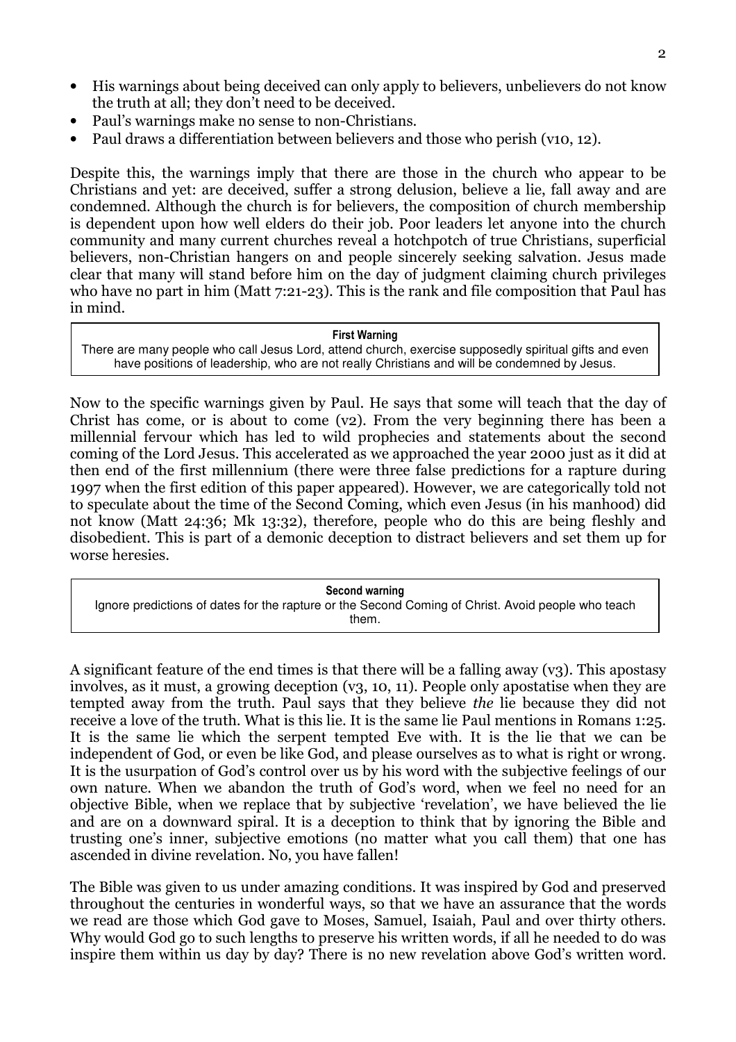- His warnings about being deceived can only apply to believers, unbelievers do not know the truth at all; they don't need to be deceived.
- Paul's warnings make no sense to non-Christians.
- Paul draws a differentiation between believers and those who perish (v10, 12).

Despite this, the warnings imply that there are those in the church who appear to be Christians and yet: are deceived, suffer a strong delusion, believe a lie, fall away and are condemned. Although the church is for believers, the composition of church membership is dependent upon how well elders do their job. Poor leaders let anyone into the church community and many current churches reveal a hotchpotch of true Christians, superficial believers, non-Christian hangers on and people sincerely seeking salvation. Jesus made clear that many will stand before him on the day of judgment claiming church privileges who have no part in him (Matt 7:21-23). This is the rank and file composition that Paul has in mind.

> **First Warning**
> There are many people who call Jesus Lord, attend church, exercise supposedly spiritual gifts and even have positions of leadership, who are not really Christians and will be condemned by Jesus.

Now to the specific warnings given by Paul. He says that some will teach that the day of Christ has come, or is about to come (v2). From the very beginning there has been a millennial fervour which has led to wild prophecies and statements about the second coming of the Lord Jesus. This accelerated as we approached the year 2000 just as it did at then end of the first millennium (there were three false predictions for a rapture during 1997 when the first edition of this paper appeared). However, we are categorically told not to speculate about the time of the Second Coming, which even Jesus (in his manhood) did not know (Matt 24:36; Mk 13:32), therefore, people who do this are being fleshly and disobedient. This is part of a demonic deception to distract believers and set them up for worse heresies.

> **Second warning**
> Ignore predictions of dates for the rapture or the Second Coming of Christ. Avoid people who teach them.

A significant feature of the end times is that there will be a falling away (v3). This apostasy involves, as it must, a growing deception (v3, 10, 11). People only apostatise when they are tempted away from the truth. Paul says that they believe *the* lie because they did not receive a love of the truth. What is this lie. It is the same lie Paul mentions in Romans 1:25. It is the same lie which the serpent tempted Eve with. It is the lie that we can be independent of God, or even be like God, and please ourselves as to what is right or wrong. It is the usurpation of God's control over us by his word with the subjective feelings of our own nature. When we abandon the truth of God's word, when we feel no need for an objective Bible, when we replace that by subjective 'revelation', we have believed the lie and are on a downward spiral. It is a deception to think that by ignoring the Bible and trusting one's inner, subjective emotions (no matter what you call them) that one has ascended in divine revelation. No, you have fallen!

The Bible was given to us under amazing conditions. It was inspired by God and preserved throughout the centuries in wonderful ways, so that we have an assurance that the words we read are those which God gave to Moses, Samuel, Isaiah, Paul and over thirty others. Why would God go to such lengths to preserve his written words, if all he needed to do was inspire them within us day by day? There is no new revelation above God's written word.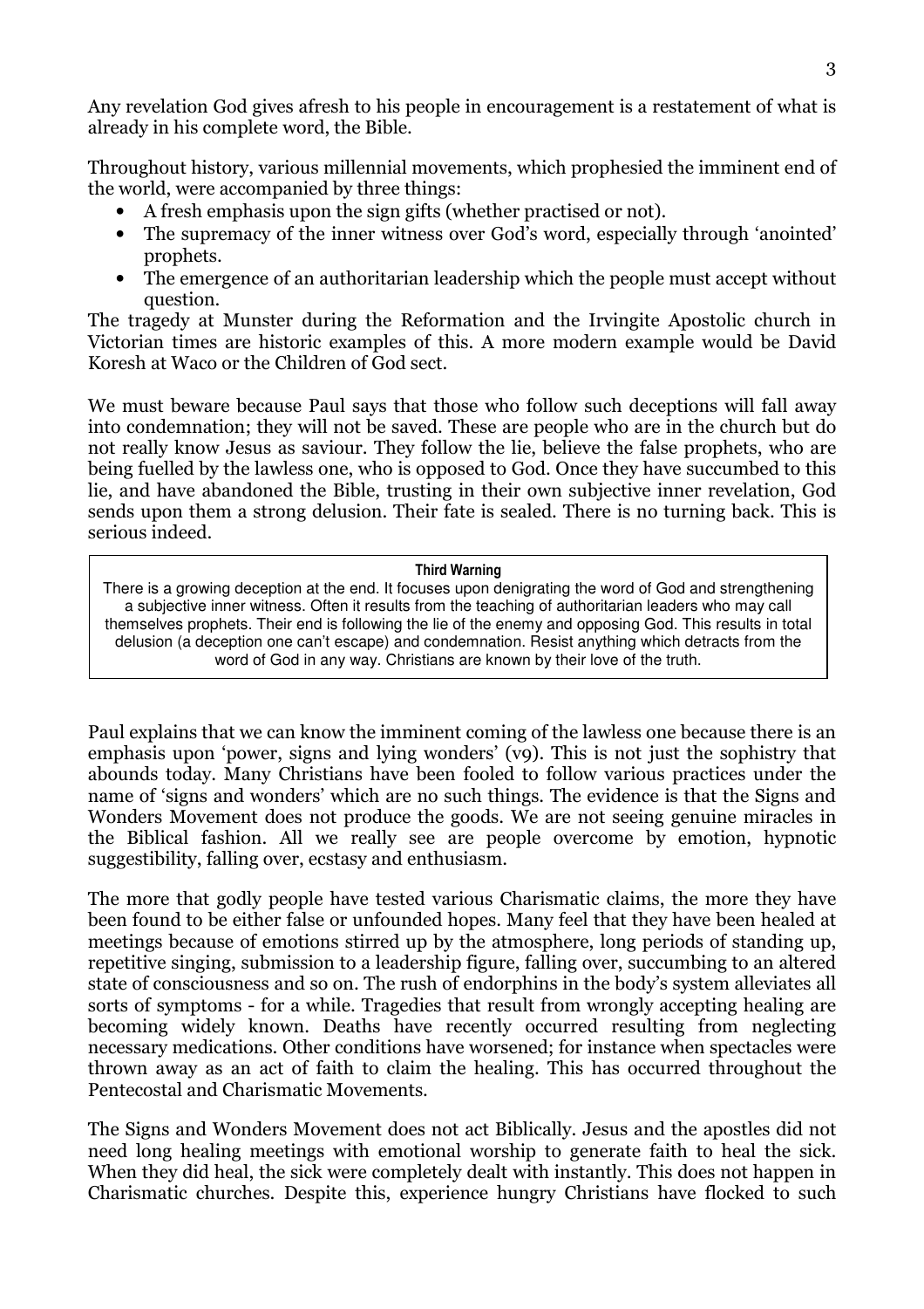Any revelation God gives afresh to his people in encouragement is a restatement of what is already in his complete word, the Bible.

Throughout history, various millennial movements, which prophesied the imminent end of the world, were accompanied by three things:

- A fresh emphasis upon the sign gifts (whether practised or not).
- The supremacy of the inner witness over God's word, especially through 'anointed' prophets.
- The emergence of an authoritarian leadership which the people must accept without question.

The tragedy at Munster during the Reformation and the Irvingite Apostolic church in Victorian times are historic examples of this. A more modern example would be David Koresh at Waco or the Children of God sect.

We must beware because Paul says that those who follow such deceptions will fall away into condemnation; they will not be saved. These are people who are in the church but do not really know Jesus as saviour. They follow the lie, believe the false prophets, who are being fuelled by the lawless one, who is opposed to God. Once they have succumbed to this lie, and have abandoned the Bible, trusting in their own subjective inner revelation, God sends upon them a strong delusion. Their fate is sealed. There is no turning back. This is serious indeed.

> **Third Warning**
>
> There is a growing deception at the end. It focuses upon denigrating the word of God and strengthening a subjective inner witness. Often it results from the teaching of authoritarian leaders who may call themselves prophets. Their end is following the lie of the enemy and opposing God. This results in total delusion (a deception one can't escape) and condemnation. Resist anything which detracts from the word of God in any way. Christians are known by their love of the truth.

Paul explains that we can know the imminent coming of the lawless one because there is an emphasis upon 'power, signs and lying wonders' (v9). This is not just the sophistry that abounds today. Many Christians have been fooled to follow various practices under the name of 'signs and wonders' which are no such things. The evidence is that the Signs and Wonders Movement does not produce the goods. We are not seeing genuine miracles in the Biblical fashion. All we really see are people overcome by emotion, hypnotic suggestibility, falling over, ecstasy and enthusiasm.

The more that godly people have tested various Charismatic claims, the more they have been found to be either false or unfounded hopes. Many feel that they have been healed at meetings because of emotions stirred up by the atmosphere, long periods of standing up, repetitive singing, submission to a leadership figure, falling over, succumbing to an altered state of consciousness and so on. The rush of endorphins in the body's system alleviates all sorts of symptoms - for a while. Tragedies that result from wrongly accepting healing are becoming widely known. Deaths have recently occurred resulting from neglecting necessary medications. Other conditions have worsened; for instance when spectacles were thrown away as an act of faith to claim the healing. This has occurred throughout the Pentecostal and Charismatic Movements.

The Signs and Wonders Movement does not act Biblically. Jesus and the apostles did not need long healing meetings with emotional worship to generate faith to heal the sick. When they did heal, the sick were completely dealt with instantly. This does not happen in Charismatic churches. Despite this, experience hungry Christians have flocked to such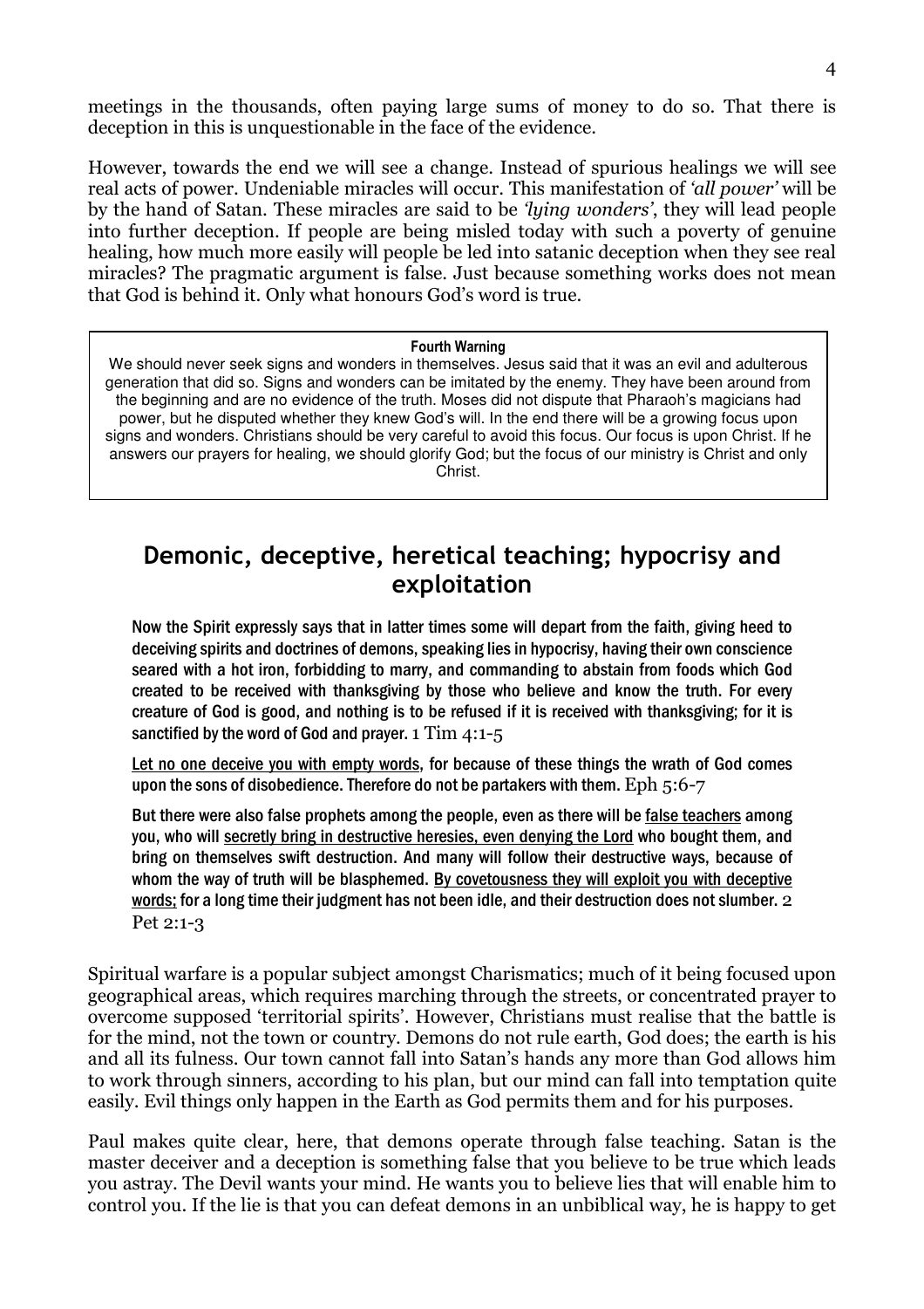meetings in the thousands, often paying large sums of money to do so. That there is deception in this is unquestionable in the face of the evidence.

However, towards the end we will see a change. Instead of spurious healings we will see real acts of power. Undeniable miracles will occur. This manifestation of *'all power'* will be by the hand of Satan. These miracles are said to be *'lying wonders'*, they will lead people into further deception. If people are being misled today with such a poverty of genuine healing, how much more easily will people be led into satanic deception when they see real miracles? The pragmatic argument is false. Just because something works does not mean that God is behind it. Only what honours God's word is true.

> **Fourth Warning**
>
> We should never seek signs and wonders in themselves. Jesus said that it was an evil and adulterous generation that did so. Signs and wonders can be imitated by the enemy. They have been around from the beginning and are no evidence of the truth. Moses did not dispute that Pharaoh's magicians had power, but he disputed whether they knew God's will. In the end there will be a growing focus upon signs and wonders. Christians should be very careful to avoid this focus. Our focus is upon Christ. If he answers our prayers for healing, we should glorify God; but the focus of our ministry is Christ and only Christ.

## Demonic, deceptive, heretical teaching; hypocrisy and exploitation

> Now the Spirit expressly says that in latter times some will depart from the faith, giving heed to deceiving spirits and doctrines of demons, speaking lies in hypocrisy, having their own conscience seared with a hot iron, forbidding to marry, and commanding to abstain from foods which God created to be received with thanksgiving by those who believe and know the truth. For every creature of God is good, and nothing is to be refused if it is received with thanksgiving; for it is sanctified by the word of God and prayer. 1 Tim 4:1-5
>
> Let no one deceive you with empty words, for because of these things the wrath of God comes upon the sons of disobedience. Therefore do not be partakers with them. Eph 5:6-7
>
> But there were also false prophets among the people, even as there will be false teachers among you, who will secretly bring in destructive heresies, even denying the Lord who bought them, and bring on themselves swift destruction. And many will follow their destructive ways, because of whom the way of truth will be blasphemed. By covetousness they will exploit you with deceptive words; for a long time their judgment has not been idle, and their destruction does not slumber. 2 Pet 2:1-3

Spiritual warfare is a popular subject amongst Charismatics; much of it being focused upon geographical areas, which requires marching through the streets, or concentrated prayer to overcome supposed 'territorial spirits'. However, Christians must realise that the battle is for the mind, not the town or country. Demons do not rule earth, God does; the earth is his and all its fulness. Our town cannot fall into Satan's hands any more than God allows him to work through sinners, according to his plan, but our mind can fall into temptation quite easily. Evil things only happen in the Earth as God permits them and for his purposes.

Paul makes quite clear, here, that demons operate through false teaching. Satan is the master deceiver and a deception is something false that you believe to be true which leads you astray. The Devil wants your mind. He wants you to believe lies that will enable him to control you. If the lie is that you can defeat demons in an unbiblical way, he is happy to get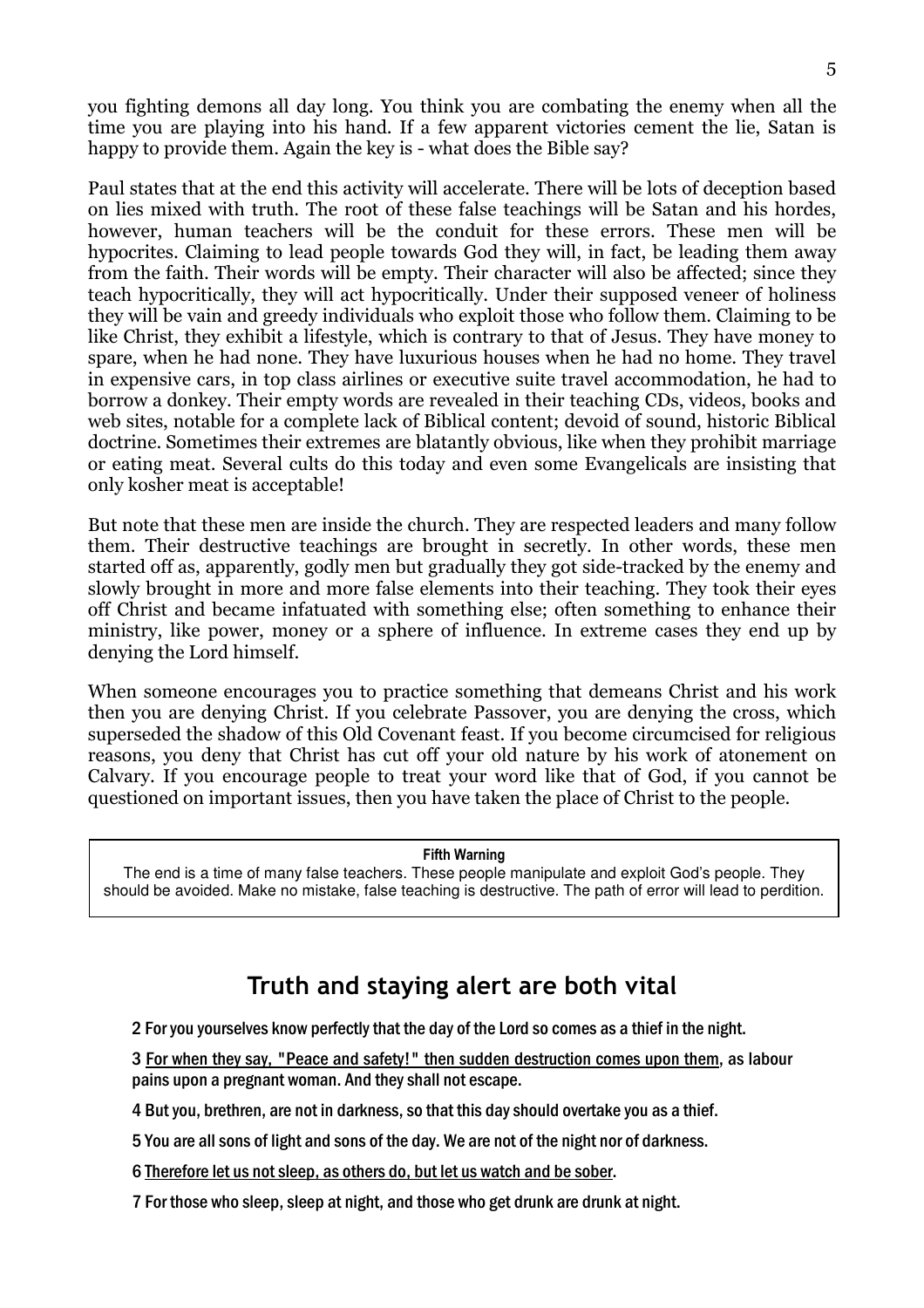you fighting demons all day long. You think you are combating the enemy when all the time you are playing into his hand. If a few apparent victories cement the lie, Satan is happy to provide them. Again the key is - what does the Bible say?

Paul states that at the end this activity will accelerate. There will be lots of deception based on lies mixed with truth. The root of these false teachings will be Satan and his hordes, however, human teachers will be the conduit for these errors. These men will be hypocrites. Claiming to lead people towards God they will, in fact, be leading them away from the faith. Their words will be empty. Their character will also be affected; since they teach hypocritically, they will act hypocritically. Under their supposed veneer of holiness they will be vain and greedy individuals who exploit those who follow them. Claiming to be like Christ, they exhibit a lifestyle, which is contrary to that of Jesus. They have money to spare, when he had none. They have luxurious houses when he had no home. They travel in expensive cars, in top class airlines or executive suite travel accommodation, he had to borrow a donkey. Their empty words are revealed in their teaching CDs, videos, books and web sites, notable for a complete lack of Biblical content; devoid of sound, historic Biblical doctrine. Sometimes their extremes are blatantly obvious, like when they prohibit marriage or eating meat. Several cults do this today and even some Evangelicals are insisting that only kosher meat is acceptable!

But note that these men are inside the church. They are respected leaders and many follow them. Their destructive teachings are brought in secretly. In other words, these men started off as, apparently, godly men but gradually they got side-tracked by the enemy and slowly brought in more and more false elements into their teaching. They took their eyes off Christ and became infatuated with something else; often something to enhance their ministry, like power, money or a sphere of influence. In extreme cases they end up by denying the Lord himself.

When someone encourages you to practice something that demeans Christ and his work then you are denying Christ. If you celebrate Passover, you are denying the cross, which superseded the shadow of this Old Covenant feast. If you become circumcised for religious reasons, you deny that Christ has cut off your old nature by his work of atonement on Calvary. If you encourage people to treat your word like that of God, if you cannot be questioned on important issues, then you have taken the place of Christ to the people.

> **Fifth Warning**
>
> The end is a time of many false teachers. These people manipulate and exploit God's people. They should be avoided. Make no mistake, false teaching is destructive. The path of error will lead to perdition.

## Truth and staying alert are both vital

2 For you yourselves know perfectly that the day of the Lord so comes as a thief in the night.

3 <u>For when they say, "Peace and safety!" then sudden destruction comes upon them</u>, as labour pains upon a pregnant woman. And they shall not escape.

4 But you, brethren, are not in darkness, so that this day should overtake you as a thief.

5 You are all sons of light and sons of the day. We are not of the night nor of darkness.

6 <u>Therefore let us not sleep, as others do, but let us watch and be sober</u>.

7 For those who sleep, sleep at night, and those who get drunk are drunk at night.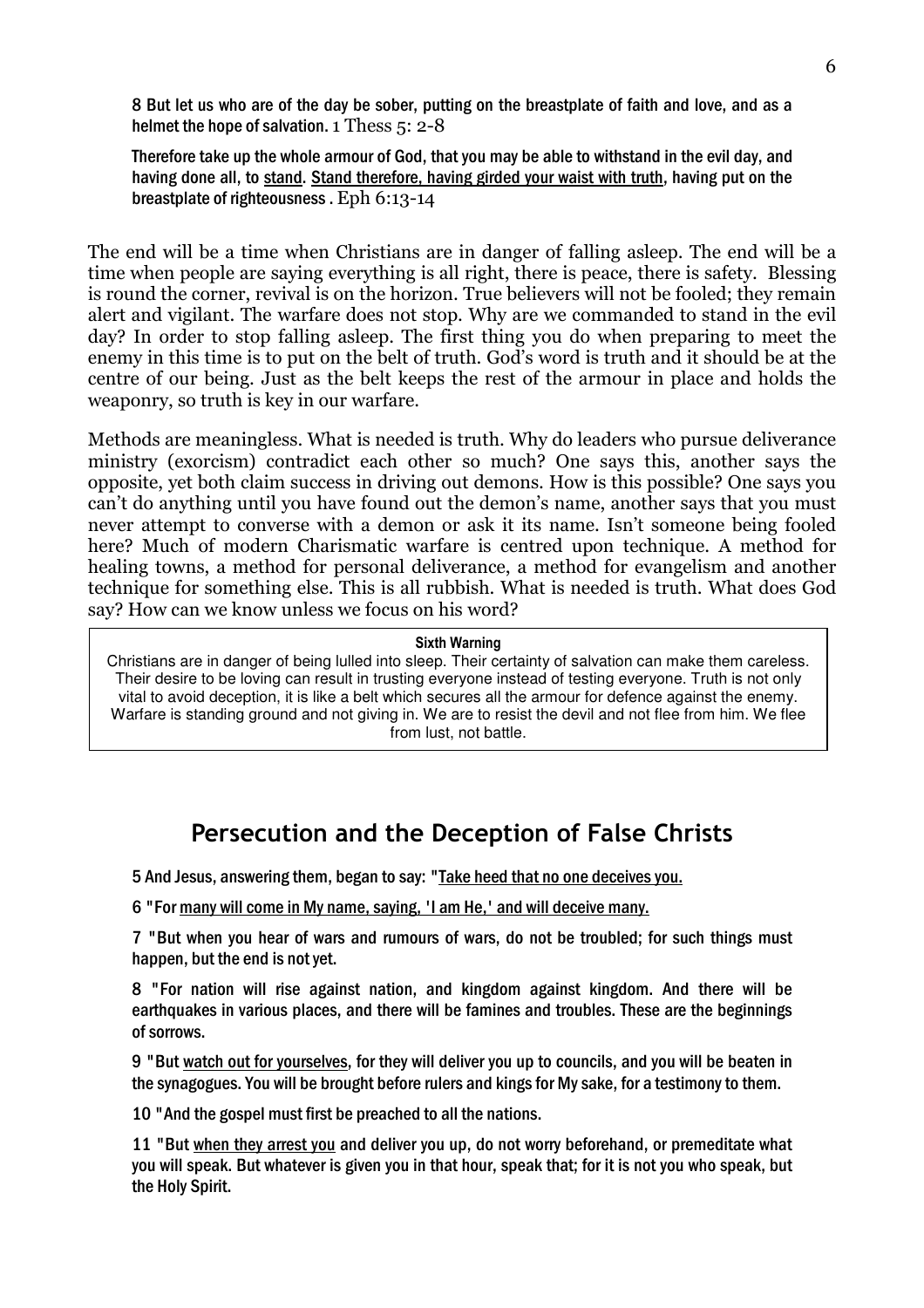**8 But let us who are of the day be sober, putting on the breastplate of faith and love, and as a helmet the hope of salvation.** 1 Thess 5: 2-8

**Therefore take up the whole armour of God, that you may be able to withstand in the evil day, and having done all, to <u>stand</u>. <u>Stand therefore, having girded your waist with truth</u>, having put on the breastplate of righteousness .** Eph 6:13-14

The end will be a time when Christians are in danger of falling asleep. The end will be a time when people are saying everything is all right, there is peace, there is safety. Blessing is round the corner, revival is on the horizon. True believers will not be fooled; they remain alert and vigilant. The warfare does not stop. Why are we commanded to stand in the evil day? In order to stop falling asleep. The first thing you do when preparing to meet the enemy in this time is to put on the belt of truth. God's word is truth and it should be at the centre of our being. Just as the belt keeps the rest of the armour in place and holds the weaponry, so truth is key in our warfare.

Methods are meaningless. What is needed is truth. Why do leaders who pursue deliverance ministry (exorcism) contradict each other so much? One says this, another says the opposite, yet both claim success in driving out demons. How is this possible? One says you can't do anything until you have found out the demon's name, another says that you must never attempt to converse with a demon or ask it its name. Isn't someone being fooled here? Much of modern Charismatic warfare is centred upon technique. A method for healing towns, a method for personal deliverance, a method for evangelism and another technique for something else. This is all rubbish. What is needed is truth. What does God say? How can we know unless we focus on his word?

> **Sixth Warning**
>
> Christians are in danger of being lulled into sleep. Their certainty of salvation can make them careless. Their desire to be loving can result in trusting everyone instead of testing everyone. Truth is not only vital to avoid deception, it is like a belt which secures all the armour for defence against the enemy. Warfare is standing ground and not giving in. We are to resist the devil and not flee from him. We flee from lust, not battle.

## Persecution and the Deception of False Christs

**5 And Jesus, answering them, began to say: "<u>Take heed that no one deceives you.</u>**

**6 "For <u>many will come in My name, saying, 'I am He,' and will deceive many.</u>**

**7 "But when you hear of wars and rumours of wars, do not be troubled; for such things must happen, but the end is not yet.**

**8 "For nation will rise against nation, and kingdom against kingdom. And there will be earthquakes in various places, and there will be famines and troubles. These are the beginnings of sorrows.**

**9 "But <u>watch out for yourselves</u>, for they will deliver you up to councils, and you will be beaten in the synagogues. You will be brought before rulers and kings for My sake, for a testimony to them.**

**10 "And the gospel must first be preached to all the nations.**

**11 "But <u>when they arrest you</u> and deliver you up, do not worry beforehand, or premeditate what you will speak. But whatever is given you in that hour, speak that; for it is not you who speak, but the Holy Spirit.**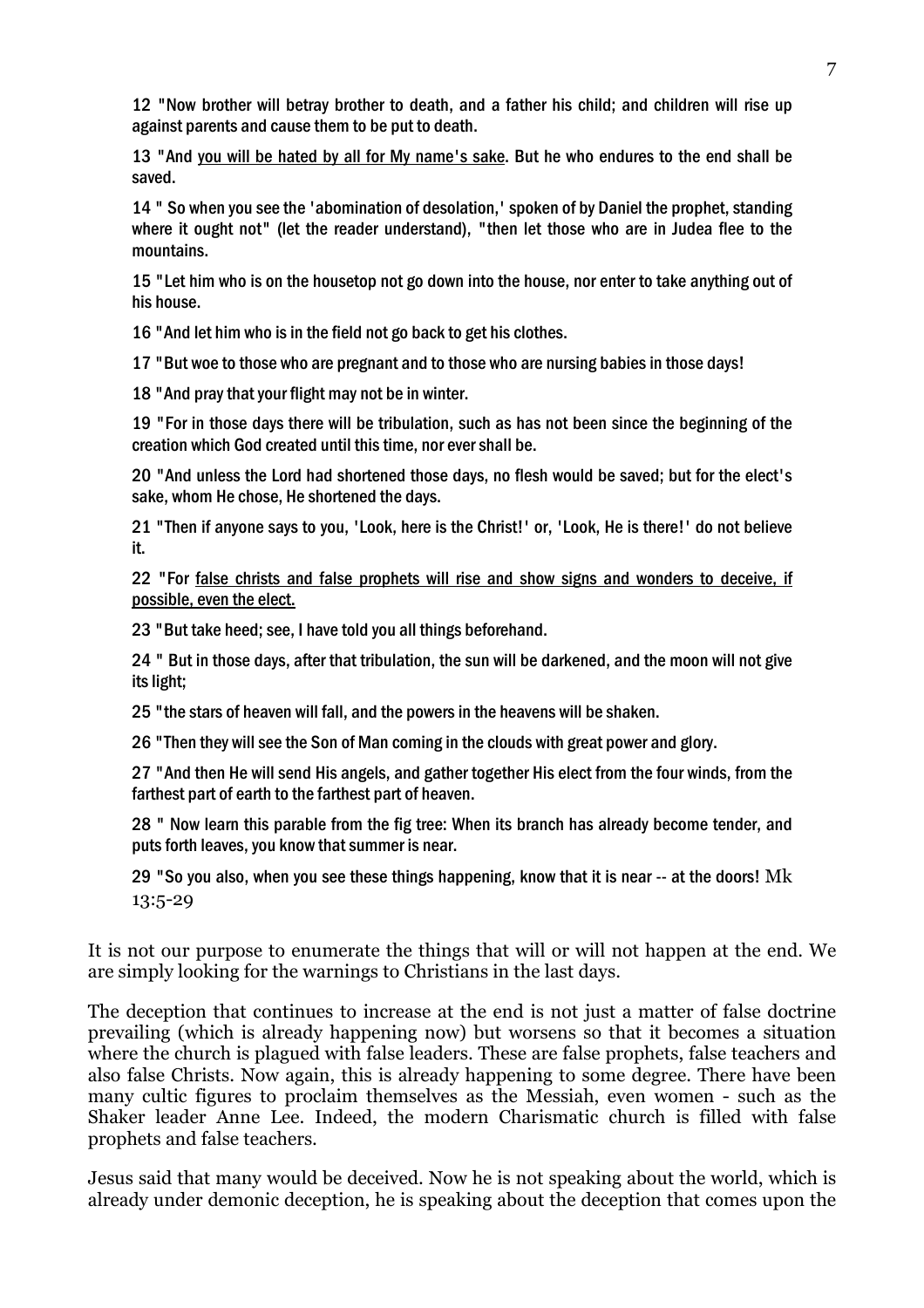12 "Now brother will betray brother to death, and a father his child; and children will rise up against parents and cause them to be put to death.

13 "And <u>you will be hated by all for My name's sake</u>. But he who endures to the end shall be saved.

14 " So when you see the 'abomination of desolation,' spoken of by Daniel the prophet, standing where it ought not" (let the reader understand), "then let those who are in Judea flee to the mountains.

15 "Let him who is on the housetop not go down into the house, nor enter to take anything out of his house.

16 "And let him who is in the field not go back to get his clothes.

17 "But woe to those who are pregnant and to those who are nursing babies in those days!

18 "And pray that your flight may not be in winter.

19 "For in those days there will be tribulation, such as has not been since the beginning of the creation which God created until this time, nor ever shall be.

20 "And unless the Lord had shortened those days, no flesh would be saved; but for the elect's sake, whom He chose, He shortened the days.

21 "Then if anyone says to you, 'Look, here is the Christ!' or, 'Look, He is there!' do not believe it.

22 "For <u>false christs and false prophets will rise and show signs and wonders to deceive, if possible, even the elect.</u>

23 "But take heed; see, I have told you all things beforehand.

24 " But in those days, after that tribulation, the sun will be darkened, and the moon will not give its light;

25 "the stars of heaven will fall, and the powers in the heavens will be shaken.

26 "Then they will see the Son of Man coming in the clouds with great power and glory.

27 "And then He will send His angels, and gather together His elect from the four winds, from the farthest part of earth to the farthest part of heaven.

28 " Now learn this parable from the fig tree: When its branch has already become tender, and puts forth leaves, you know that summer is near.

29 "So you also, when you see these things happening, know that it is near -- at the doors! Mk 13:5-29

It is not our purpose to enumerate the things that will or will not happen at the end. We are simply looking for the warnings to Christians in the last days.

The deception that continues to increase at the end is not just a matter of false doctrine prevailing (which is already happening now) but worsens so that it becomes a situation where the church is plagued with false leaders. These are false prophets, false teachers and also false Christs. Now again, this is already happening to some degree. There have been many cultic figures to proclaim themselves as the Messiah, even women - such as the Shaker leader Anne Lee. Indeed, the modern Charismatic church is filled with false prophets and false teachers.

Jesus said that many would be deceived. Now he is not speaking about the world, which is already under demonic deception, he is speaking about the deception that comes upon the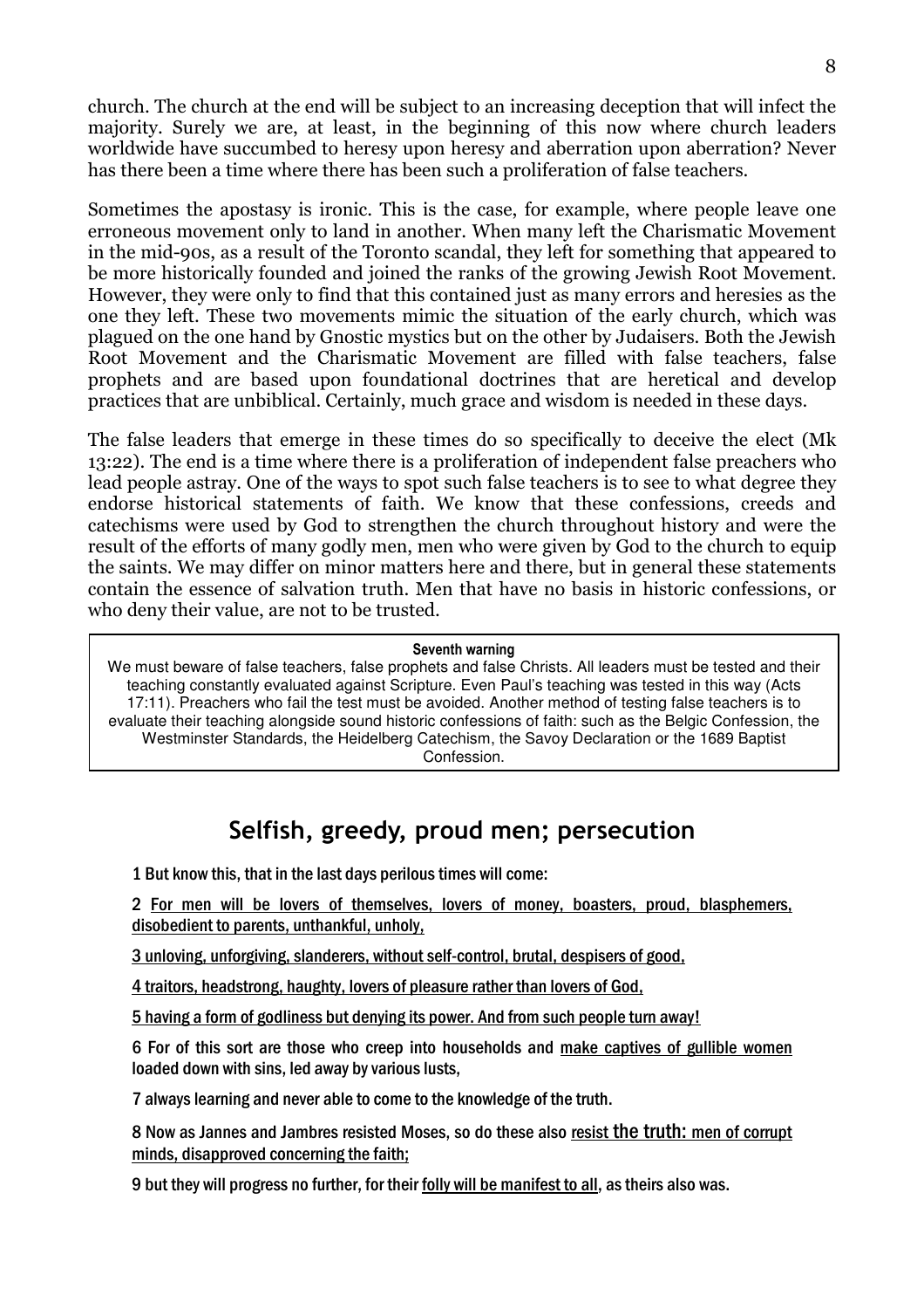church. The church at the end will be subject to an increasing deception that will infect the majority. Surely we are, at least, in the beginning of this now where church leaders worldwide have succumbed to heresy upon heresy and aberration upon aberration? Never has there been a time where there has been such a proliferation of false teachers.

Sometimes the apostasy is ironic. This is the case, for example, where people leave one erroneous movement only to land in another. When many left the Charismatic Movement in the mid-90s, as a result of the Toronto scandal, they left for something that appeared to be more historically founded and joined the ranks of the growing Jewish Root Movement. However, they were only to find that this contained just as many errors and heresies as the one they left. These two movements mimic the situation of the early church, which was plagued on the one hand by Gnostic mystics but on the other by Judaisers. Both the Jewish Root Movement and the Charismatic Movement are filled with false teachers, false prophets and are based upon foundational doctrines that are heretical and develop practices that are unbiblical. Certainly, much grace and wisdom is needed in these days.

The false leaders that emerge in these times do so specifically to deceive the elect (Mk 13:22). The end is a time where there is a proliferation of independent false preachers who lead people astray. One of the ways to spot such false teachers is to see to what degree they endorse historical statements of faith. We know that these confessions, creeds and catechisms were used by God to strengthen the church throughout history and were the result of the efforts of many godly men, men who were given by God to the church to equip the saints. We may differ on minor matters here and there, but in general these statements contain the essence of salvation truth. Men that have no basis in historic confessions, or who deny their value, are not to be trusted.

> **Seventh warning**
>
> We must beware of false teachers, false prophets and false Christs. All leaders must be tested and their teaching constantly evaluated against Scripture. Even Paul's teaching was tested in this way (Acts 17:11). Preachers who fail the test must be avoided. Another method of testing false teachers is to evaluate their teaching alongside sound historic confessions of faith: such as the Belgic Confession, the Westminster Standards, the Heidelberg Catechism, the Savoy Declaration or the 1689 Baptist Confession.

## Selfish, greedy, proud men; persecution

1 But know this, that in the last days perilous times will come:

2 For men will be lovers of themselves, lovers of money, boasters, proud, blasphemers, disobedient to parents, unthankful, unholy,

3 unloving, unforgiving, slanderers, without self-control, brutal, despisers of good,

4 traitors, headstrong, haughty, lovers of pleasure rather than lovers of God,

5 having a form of godliness but denying its power. And from such people turn away!

6 For of this sort are those who creep into households and make captives of gullible women loaded down with sins, led away by various lusts,

7 always learning and never able to come to the knowledge of the truth.

8 Now as Jannes and Jambres resisted Moses, so do these also resist **the truth:** men of corrupt minds, disapproved concerning the faith;

9 but they will progress no further, for their folly will be manifest to all, as theirs also was.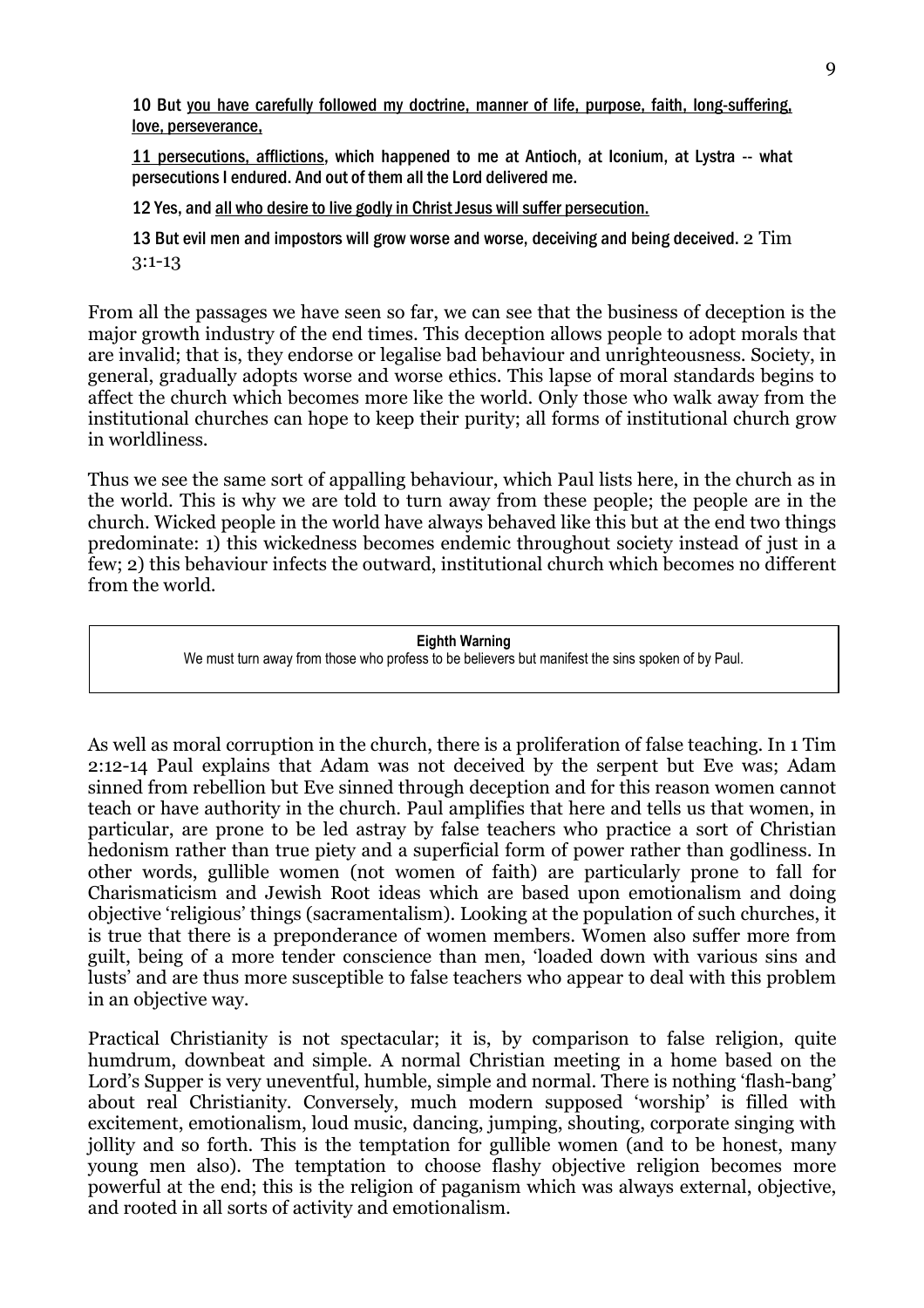10 But <u>you have carefully followed my doctrine, manner of life, purpose, faith, long-suffering, love, perseverance,</u>

<u>11 persecutions, afflictions</u>, which happened to me at Antioch, at Iconium, at Lystra -- what persecutions I endured. And out of them all the Lord delivered me.

12 Yes, and <u>all who desire to live godly in Christ Jesus will suffer persecution.</u>

13 But evil men and impostors will grow worse and worse, deceiving and being deceived. 2 Tim 3:1-13

From all the passages we have seen so far, we can see that the business of deception is the major growth industry of the end times. This deception allows people to adopt morals that are invalid; that is, they endorse or legalise bad behaviour and unrighteousness. Society, in general, gradually adopts worse and worse ethics. This lapse of moral standards begins to affect the church which becomes more like the world. Only those who walk away from the institutional churches can hope to keep their purity; all forms of institutional church grow in worldliness.

Thus we see the same sort of appalling behaviour, which Paul lists here, in the church as in the world. This is why we are told to turn away from these people; the people are in the church. Wicked people in the world have always behaved like this but at the end two things predominate: 1) this wickedness becomes endemic throughout society instead of just in a few; 2) this behaviour infects the outward, institutional church which becomes no different from the world.

> **Eighth Warning**
> We must turn away from those who profess to be believers but manifest the sins spoken of by Paul.

As well as moral corruption in the church, there is a proliferation of false teaching. In 1 Tim 2:12-14 Paul explains that Adam was not deceived by the serpent but Eve was; Adam sinned from rebellion but Eve sinned through deception and for this reason women cannot teach or have authority in the church. Paul amplifies that here and tells us that women, in particular, are prone to be led astray by false teachers who practice a sort of Christian hedonism rather than true piety and a superficial form of power rather than godliness. In other words, gullible women (not women of faith) are particularly prone to fall for Charismaticism and Jewish Root ideas which are based upon emotionalism and doing objective 'religious' things (sacramentalism). Looking at the population of such churches, it is true that there is a preponderance of women members. Women also suffer more from guilt, being of a more tender conscience than men, 'loaded down with various sins and lusts' and are thus more susceptible to false teachers who appear to deal with this problem in an objective way.

Practical Christianity is not spectacular; it is, by comparison to false religion, quite humdrum, downbeat and simple. A normal Christian meeting in a home based on the Lord's Supper is very uneventful, humble, simple and normal. There is nothing 'flash-bang' about real Christianity. Conversely, much modern supposed 'worship' is filled with excitement, emotionalism, loud music, dancing, jumping, shouting, corporate singing with jollity and so forth. This is the temptation for gullible women (and to be honest, many young men also). The temptation to choose flashy objective religion becomes more powerful at the end; this is the religion of paganism which was always external, objective, and rooted in all sorts of activity and emotionalism.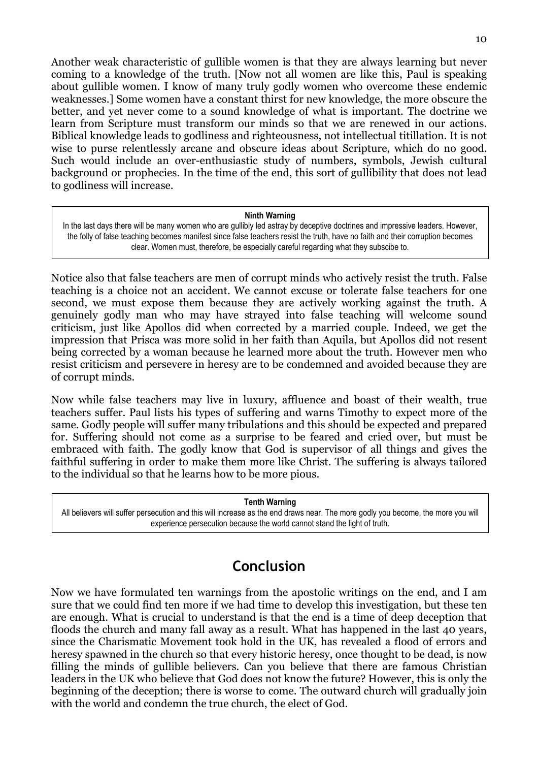Another weak characteristic of gullible women is that they are always learning but never coming to a knowledge of the truth. [Now not all women are like this, Paul is speaking about gullible women. I know of many truly godly women who overcome these endemic weaknesses.] Some women have a constant thirst for new knowledge, the more obscure the better, and yet never come to a sound knowledge of what is important. The doctrine we learn from Scripture must transform our minds so that we are renewed in our actions. Biblical knowledge leads to godliness and righteousness, not intellectual titillation. It is not wise to purse relentlessly arcane and obscure ideas about Scripture, which do no good. Such would include an over-enthusiastic study of numbers, symbols, Jewish cultural background or prophecies. In the time of the end, this sort of gullibility that does not lead to godliness will increase.

> **Ninth Warning**
>
> In the last days there will be many women who are gullibly led astray by deceptive doctrines and impressive leaders. However, the folly of false teaching becomes manifest since false teachers resist the truth, have no faith and their corruption becomes clear. Women must, therefore, be especially careful regarding what they subscibe to.

Notice also that false teachers are men of corrupt minds who actively resist the truth. False teaching is a choice not an accident. We cannot excuse or tolerate false teachers for one second, we must expose them because they are actively working against the truth. A genuinely godly man who may have strayed into false teaching will welcome sound criticism, just like Apollos did when corrected by a married couple. Indeed, we get the impression that Prisca was more solid in her faith than Aquila, but Apollos did not resent being corrected by a woman because he learned more about the truth. However men who resist criticism and persevere in heresy are to be condemned and avoided because they are of corrupt minds.

Now while false teachers may live in luxury, affluence and boast of their wealth, true teachers suffer. Paul lists his types of suffering and warns Timothy to expect more of the same. Godly people will suffer many tribulations and this should be expected and prepared for. Suffering should not come as a surprise to be feared and cried over, but must be embraced with faith. The godly know that God is supervisor of all things and gives the faithful suffering in order to make them more like Christ. The suffering is always tailored to the individual so that he learns how to be more pious.

> **Tenth Warning**
>
> All believers will suffer persecution and this will increase as the end draws near. The more godly you become, the more you will experience persecution because the world cannot stand the light of truth.

## Conclusion

Now we have formulated ten warnings from the apostolic writings on the end, and I am sure that we could find ten more if we had time to develop this investigation, but these ten are enough. What is crucial to understand is that the end is a time of deep deception that floods the church and many fall away as a result. What has happened in the last 40 years, since the Charismatic Movement took hold in the UK, has revealed a flood of errors and heresy spawned in the church so that every historic heresy, once thought to be dead, is now filling the minds of gullible believers. Can you believe that there are famous Christian leaders in the UK who believe that God does not know the future? However, this is only the beginning of the deception; there is worse to come. The outward church will gradually join with the world and condemn the true church, the elect of God.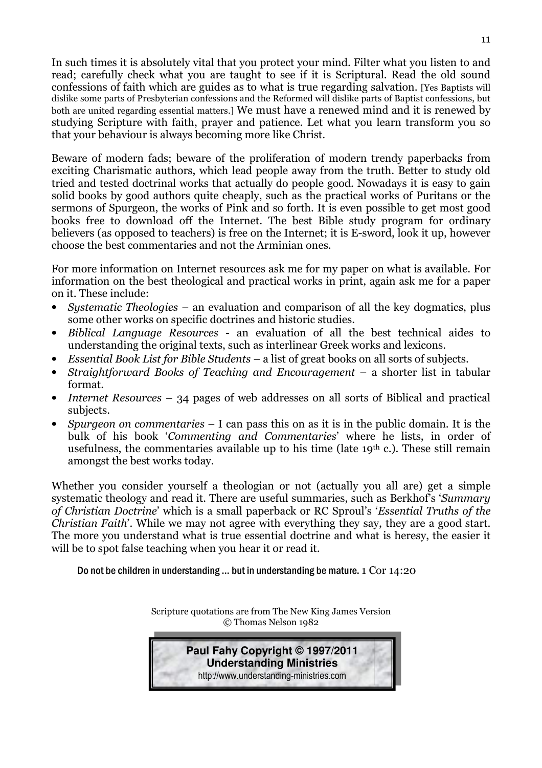In such times it is absolutely vital that you protect your mind. Filter what you listen to and read; carefully check what you are taught to see if it is Scriptural. Read the old sound confessions of faith which are guides as to what is true regarding salvation. [Yes Baptists will dislike some parts of Presbyterian confessions and the Reformed will dislike parts of Baptist confessions, but both are united regarding essential matters.] We must have a renewed mind and it is renewed by studying Scripture with faith, prayer and patience. Let what you learn transform you so that your behaviour is always becoming more like Christ.

Beware of modern fads; beware of the proliferation of modern trendy paperbacks from exciting Charismatic authors, which lead people away from the truth. Better to study old tried and tested doctrinal works that actually do people good. Nowadays it is easy to gain solid books by good authors quite cheaply, such as the practical works of Puritans or the sermons of Spurgeon, the works of Pink and so forth. It is even possible to get most good books free to download off the Internet. The best Bible study program for ordinary believers (as opposed to teachers) is free on the Internet; it is E-sword, look it up, however choose the best commentaries and not the Arminian ones.

For more information on Internet resources ask me for my paper on what is available. For information on the best theological and practical works in print, again ask me for a paper on it. These include:

- *Systematic Theologies* – an evaluation and comparison of all the key dogmatics, plus some other works on specific doctrines and historic studies.
- *Biblical Language Resources* - an evaluation of all the best technical aides to understanding the original texts, such as interlinear Greek works and lexicons.
- *Essential Book List for Bible Students* – a list of great books on all sorts of subjects.
- *Straightforward Books of Teaching and Encouragement* – a shorter list in tabular format.
- *Internet Resources* – 34 pages of web addresses on all sorts of Biblical and practical subjects.
- *Spurgeon on commentaries* – I can pass this on as it is in the public domain. It is the bulk of his book '*Commenting and Commentaries*' where he lists, in order of usefulness, the commentaries available up to his time (late 19th c.). These still remain amongst the best works today.

Whether you consider yourself a theologian or not (actually you all are) get a simple systematic theology and read it. There are useful summaries, such as Berkhof's '*Summary of Christian Doctrine*' which is a small paperback or RC Sproul's '*Essential Truths of the Christian Faith*'. While we may not agree with everything they say, they are a good start. The more you understand what is true essential doctrine and what is heresy, the easier it will be to spot false teaching when you hear it or read it.

Do not be children in understanding ... but in understanding be mature. 1 Cor 14:20

Scripture quotations are from The New King James Version
© Thomas Nelson 1982

**Paul Fahy Copyright © 1997/2011**
**Understanding Ministries**
http://www.understanding-ministries.com